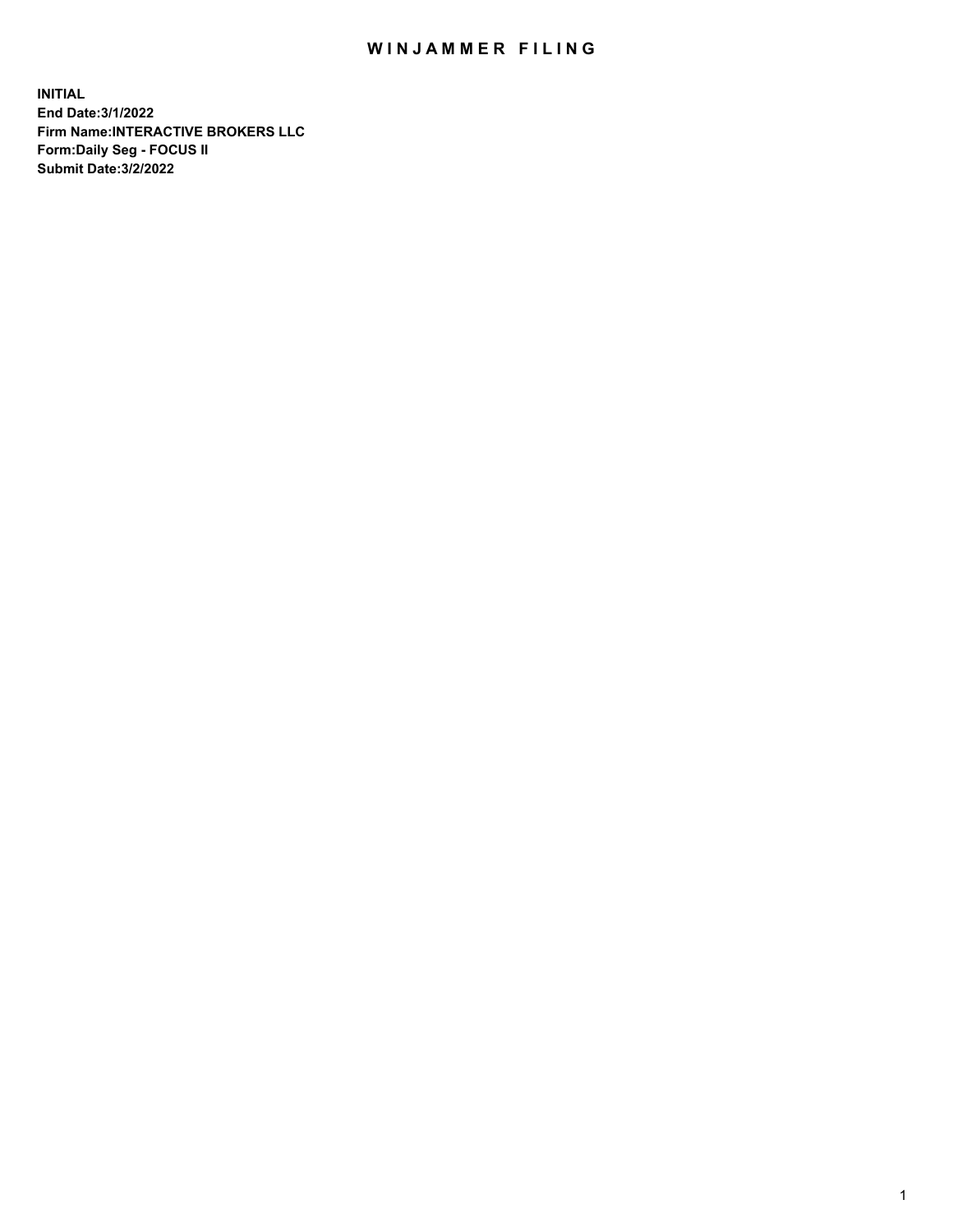# WINJAMMER FILING

**INITIAL**
**End Date:3/1/2022**
**Firm Name:INTERACTIVE BROKERS LLC**
**Form:Daily Seg - FOCUS II**
**Submit Date:3/2/2022**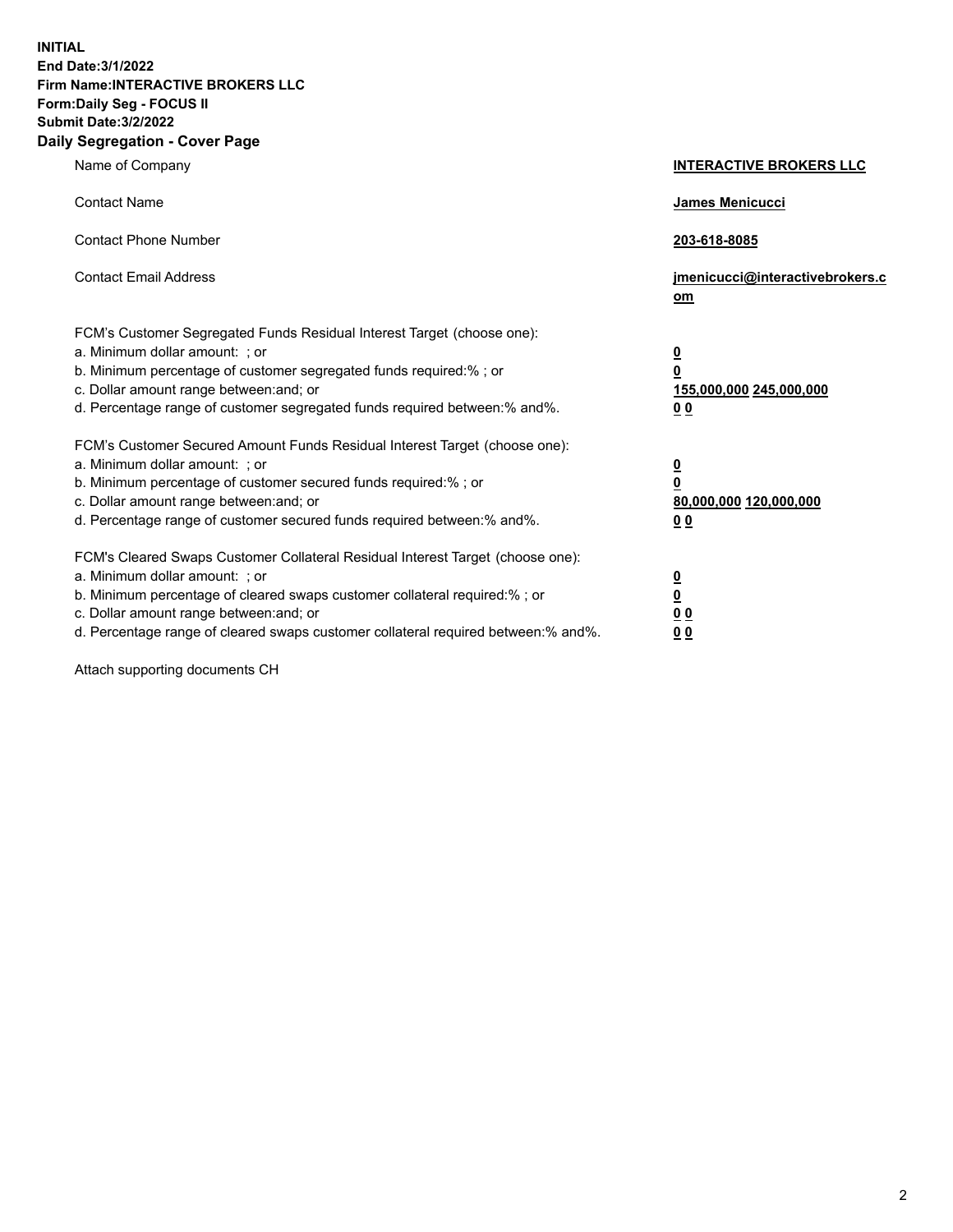**INITIAL**
**End Date:3/1/2022**
**Firm Name:INTERACTIVE BROKERS LLC**
**Form:Daily Seg - FOCUS II**
**Submit Date:3/2/2022**

## Daily Segregation - Cover Page

| | |
|---|---|
| Name of Company | **INTERACTIVE BROKERS LLC** |
| Contact Name | **James Menicucci** |
| Contact Phone Number | **203-618-8085** |
| Contact Email Address | **jmenicucci@interactivebrokers.com** |

FCM's Customer Segregated Funds Residual Interest Target (choose one):

| | |
|---|---|
| a. Minimum dollar amount: ; or | **0** |
| b. Minimum percentage of customer segregated funds required:% ; or | **0** |
| c. Dollar amount range between:and; or | **155,000,000 245,000,000** |
| d. Percentage range of customer segregated funds required between:% and%. | **0 0** |

FCM's Customer Secured Amount Funds Residual Interest Target (choose one):

| | |
|---|---|
| a. Minimum dollar amount: ; or | **0** |
| b. Minimum percentage of customer secured funds required:% ; or | **0** |
| c. Dollar amount range between:and; or | **80,000,000 120,000,000** |
| d. Percentage range of customer secured funds required between:% and%. | **0 0** |

FCM's Cleared Swaps Customer Collateral Residual Interest Target (choose one):

| | |
|---|---|
| a. Minimum dollar amount: ; or | **0** |
| b. Minimum percentage of cleared swaps customer collateral required:% ; or | **0** |
| c. Dollar amount range between:and; or | **0 0** |
| d. Percentage range of cleared swaps customer collateral required between:% and%. | **0 0** |

Attach supporting documents CH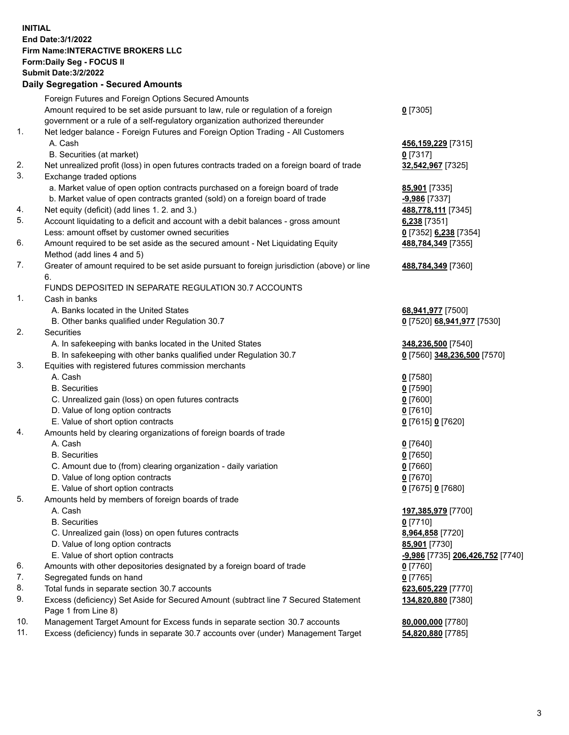**INITIAL**
**End Date:3/1/2022**
**Firm Name:INTERACTIVE BROKERS LLC**
**Form:Daily Seg - FOCUS II**
**Submit Date:3/2/2022**

## Daily Segregation - Secured Amounts

| | | |
|---|---|---|
| | Foreign Futures and Foreign Options Secured Amounts | |
| | Amount required to be set aside pursuant to law, rule or regulation of a foreign government or a rule of a self-regulatory organization authorized thereunder | **0** [7305] |
| 1. | Net ledger balance - Foreign Futures and Foreign Option Trading - All Customers | |
| | A. Cash | **456,159,229** [7315] |
| | B. Securities (at market) | **0** [7317] |
| 2. | Net unrealized profit (loss) in open futures contracts traded on a foreign board of trade | **32,542,967** [7325] |
| 3. | Exchange traded options | |
| | a. Market value of open option contracts purchased on a foreign board of trade | **85,901** [7335] |
| | b. Market value of open contracts granted (sold) on a foreign board of trade | **-9,986** [7337] |
| 4. | Net equity (deficit) (add lines 1. 2. and 3.) | **488,778,111** [7345] |
| 5. | Account liquidating to a deficit and account with a debit balances - gross amount | **6,238** [7351] |
| | Less: amount offset by customer owned securities | **0** [7352] **6,238** [7354] |
| 6. | Amount required to be set aside as the secured amount - Net Liquidating Equity Method (add lines 4 and 5) | **488,784,349** [7355] |
| 7. | Greater of amount required to be set aside pursuant to foreign jurisdiction (above) or line 6. | **488,784,349** [7360] |
| | FUNDS DEPOSITED IN SEPARATE REGULATION 30.7 ACCOUNTS | |
| 1. | Cash in banks | |
| | A. Banks located in the United States | **68,941,977** [7500] |
| | B. Other banks qualified under Regulation 30.7 | **0** [7520] **68,941,977** [7530] |
| 2. | Securities | |
| | A. In safekeeping with banks located in the United States | **348,236,500** [7540] |
| | B. In safekeeping with other banks qualified under Regulation 30.7 | **0** [7560] **348,236,500** [7570] |
| 3. | Equities with registered futures commission merchants | |
| | A. Cash | **0** [7580] |
| | B. Securities | **0** [7590] |
| | C. Unrealized gain (loss) on open futures contracts | **0** [7600] |
| | D. Value of long option contracts | **0** [7610] |
| | E. Value of short option contracts | **0** [7615] **0** [7620] |
| 4. | Amounts held by clearing organizations of foreign boards of trade | |
| | A. Cash | **0** [7640] |
| | B. Securities | **0** [7650] |
| | C. Amount due to (from) clearing organization - daily variation | **0** [7660] |
| | D. Value of long option contracts | **0** [7670] |
| | E. Value of short option contracts | **0** [7675] **0** [7680] |
| 5. | Amounts held by members of foreign boards of trade | |
| | A. Cash | **197,385,979** [7700] |
| | B. Securities | **0** [7710] |
| | C. Unrealized gain (loss) on open futures contracts | **8,964,858** [7720] |
| | D. Value of long option contracts | **85,901** [7730] |
| | E. Value of short option contracts | **-9,986** [7735] **206,426,752** [7740] |
| 6. | Amounts with other depositories designated by a foreign board of trade | **0** [7760] |
| 7. | Segregated funds on hand | **0** [7765] |
| 8. | Total funds in separate section 30.7 accounts | **623,605,229** [7770] |
| 9. | Excess (deficiency) Set Aside for Secured Amount (subtract line 7 Secured Statement Page 1 from Line 8) | **134,820,880** [7380] |
| 10. | Management Target Amount for Excess funds in separate section 30.7 accounts | **80,000,000** [7780] |
| 11. | Excess (deficiency) funds in separate 30.7 accounts over (under) Management Target | **54,820,880** [7785] |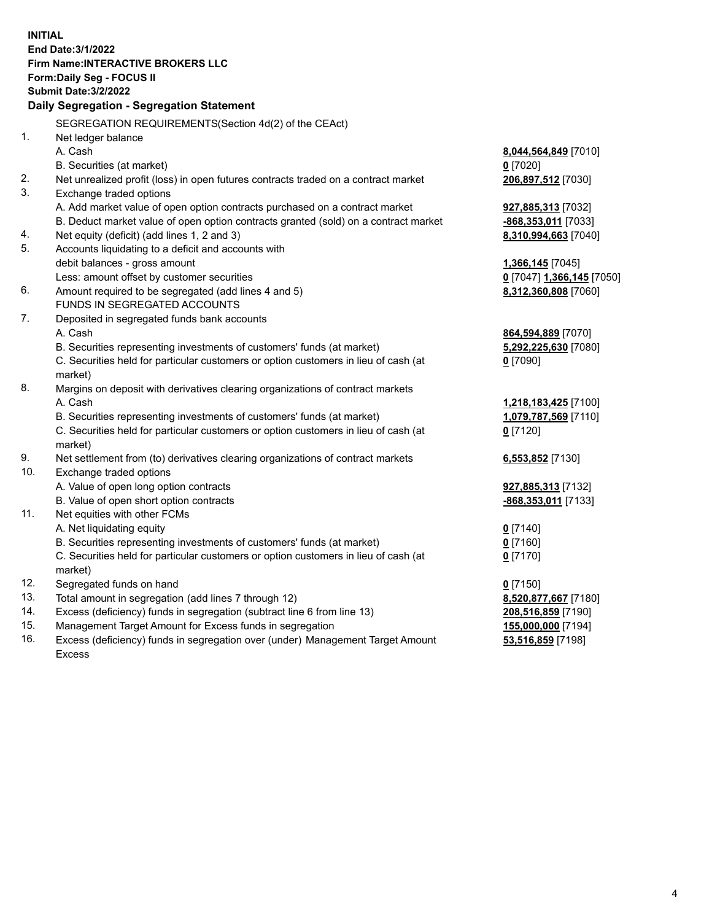**INITIAL**
**End Date:3/1/2022**
**Firm Name:INTERACTIVE BROKERS LLC**
**Form:Daily Seg - FOCUS II**
**Submit Date:3/2/2022**

## Daily Segregation - Segregation Statement

| | SEGREGATION REQUIREMENTS(Section 4d(2) of the CEAct) | |
|---|---|---|
| 1. | Net ledger balance | |
| | A. Cash | **8,044,564,849** [7010] |
| | B. Securities (at market) | **0** [7020] |
| 2. | Net unrealized profit (loss) in open futures contracts traded on a contract market | **206,897,512** [7030] |
| 3. | Exchange traded options | |
| | A. Add market value of open option contracts purchased on a contract market | **927,885,313** [7032] |
| | B. Deduct market value of open option contracts granted (sold) on a contract market | **-868,353,011** [7033] |
| 4. | Net equity (deficit) (add lines 1, 2 and 3) | **8,310,994,663** [7040] |
| 5. | Accounts liquidating to a deficit and accounts with | |
| | debit balances - gross amount | **1,366,145** [7045] |
| | Less: amount offset by customer securities | **0** [7047] **1,366,145** [7050] |
| 6. | Amount required to be segregated (add lines 4 and 5) | **8,312,360,808** [7060] |
| | FUNDS IN SEGREGATED ACCOUNTS | |
| 7. | Deposited in segregated funds bank accounts | |
| | A. Cash | **864,594,889** [7070] |
| | B. Securities representing investments of customers' funds (at market) | **5,292,225,630** [7080] |
| | C. Securities held for particular customers or option customers in lieu of cash (at market) | **0** [7090] |
| 8. | Margins on deposit with derivatives clearing organizations of contract markets | |
| | A. Cash | **1,218,183,425** [7100] |
| | B. Securities representing investments of customers' funds (at market) | **1,079,787,569** [7110] |
| | C. Securities held for particular customers or option customers in lieu of cash (at market) | **0** [7120] |
| 9. | Net settlement from (to) derivatives clearing organizations of contract markets | **6,553,852** [7130] |
| 10. | Exchange traded options | |
| | A. Value of open long option contracts | **927,885,313** [7132] |
| | B. Value of open short option contracts | **-868,353,011** [7133] |
| 11. | Net equities with other FCMs | |
| | A. Net liquidating equity | **0** [7140] |
| | B. Securities representing investments of customers' funds (at market) | **0** [7160] |
| | C. Securities held for particular customers or option customers in lieu of cash (at market) | **0** [7170] |
| 12. | Segregated funds on hand | **0** [7150] |
| 13. | Total amount in segregation (add lines 7 through 12) | **8,520,877,667** [7180] |
| 14. | Excess (deficiency) funds in segregation (subtract line 6 from line 13) | **208,516,859** [7190] |
| 15. | Management Target Amount for Excess funds in segregation | **155,000,000** [7194] |
| 16. | Excess (deficiency) funds in segregation over (under) Management Target Amount Excess | **53,516,859** [7198] |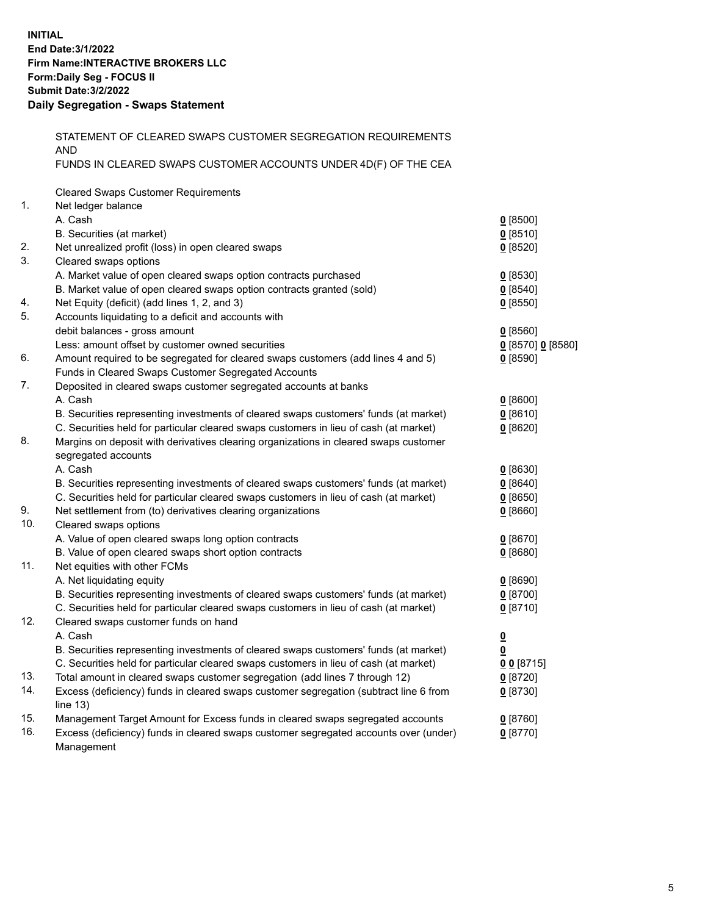**INITIAL**
**End Date:3/1/2022**
**Firm Name:INTERACTIVE BROKERS LLC**
**Form:Daily Seg - FOCUS II**
**Submit Date:3/2/2022**
**Daily Segregation - Swaps Statement**

STATEMENT OF CLEARED SWAPS CUSTOMER SEGREGATION REQUIREMENTS AND
FUNDS IN CLEARED SWAPS CUSTOMER ACCOUNTS UNDER 4D(F) OF THE CEA

| | | |
|---|---|---|
| | Cleared Swaps Customer Requirements | |
| 1. | Net ledger balance | |
| | A. Cash | 0 [8500] |
| | B. Securities (at market) | 0 [8510] |
| 2. | Net unrealized profit (loss) in open cleared swaps | 0 [8520] |
| 3. | Cleared swaps options | |
| | A. Market value of open cleared swaps option contracts purchased | 0 [8530] |
| | B. Market value of open cleared swaps option contracts granted (sold) | 0 [8540] |
| 4. | Net Equity (deficit) (add lines 1, 2, and 3) | 0 [8550] |
| 5. | Accounts liquidating to a deficit and accounts with debit balances - gross amount | 0 [8560] |
| | Less: amount offset by customer owned securities | 0 [8570] 0 [8580] |
| 6. | Amount required to be segregated for cleared swaps customers (add lines 4 and 5) | 0 [8590] |
| | Funds in Cleared Swaps Customer Segregated Accounts | |
| 7. | Deposited in cleared swaps customer segregated accounts at banks | |
| | A. Cash | 0 [8600] |
| | B. Securities representing investments of cleared swaps customers' funds (at market) | 0 [8610] |
| | C. Securities held for particular cleared swaps customers in lieu of cash (at market) | 0 [8620] |
| 8. | Margins on deposit with derivatives clearing organizations in cleared swaps customer segregated accounts | |
| | A. Cash | 0 [8630] |
| | B. Securities representing investments of cleared swaps customers' funds (at market) | 0 [8640] |
| | C. Securities held for particular cleared swaps customers in lieu of cash (at market) | 0 [8650] |
| 9. | Net settlement from (to) derivatives clearing organizations | 0 [8660] |
| 10. | Cleared swaps options | |
| | A. Value of open cleared swaps long option contracts | 0 [8670] |
| | B. Value of open cleared swaps short option contracts | 0 [8680] |
| 11. | Net equities with other FCMs | |
| | A. Net liquidating equity | 0 [8690] |
| | B. Securities representing investments of cleared swaps customers' funds (at market) | 0 [8700] |
| | C. Securities held for particular cleared swaps customers in lieu of cash (at market) | 0 [8710] |
| 12. | Cleared swaps customer funds on hand | |
| | A. Cash | 0 |
| | B. Securities representing investments of cleared swaps customers' funds (at market) | 0 |
| | C. Securities held for particular cleared swaps customers in lieu of cash (at market) | 0 0 [8715] |
| 13. | Total amount in cleared swaps customer segregation (add lines 7 through 12) | 0 [8720] |
| 14. | Excess (deficiency) funds in cleared swaps customer segregation (subtract line 6 from line 13) | 0 [8730] |
| 15. | Management Target Amount for Excess funds in cleared swaps segregated accounts | 0 [8760] |
| 16. | Excess (deficiency) funds in cleared swaps customer segregated accounts over (under) Management | 0 [8770] |